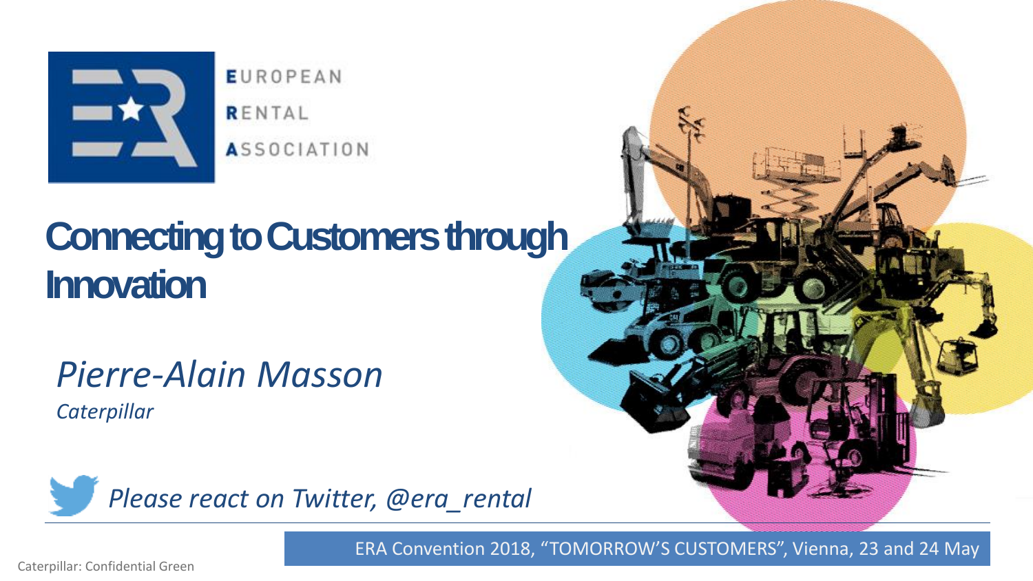EUROPEAN
RENTAL
ASSOCIATION

# Connecting to Customers through Innovation

*Pierre-Alain Masson*

*Caterpillar*

*Please react on Twitter, @era_rental*

ERA Convention 2018, “TOMORROW’S CUSTOMERS”, Vienna, 23 and 24 May

Caterpillar: Confidential Green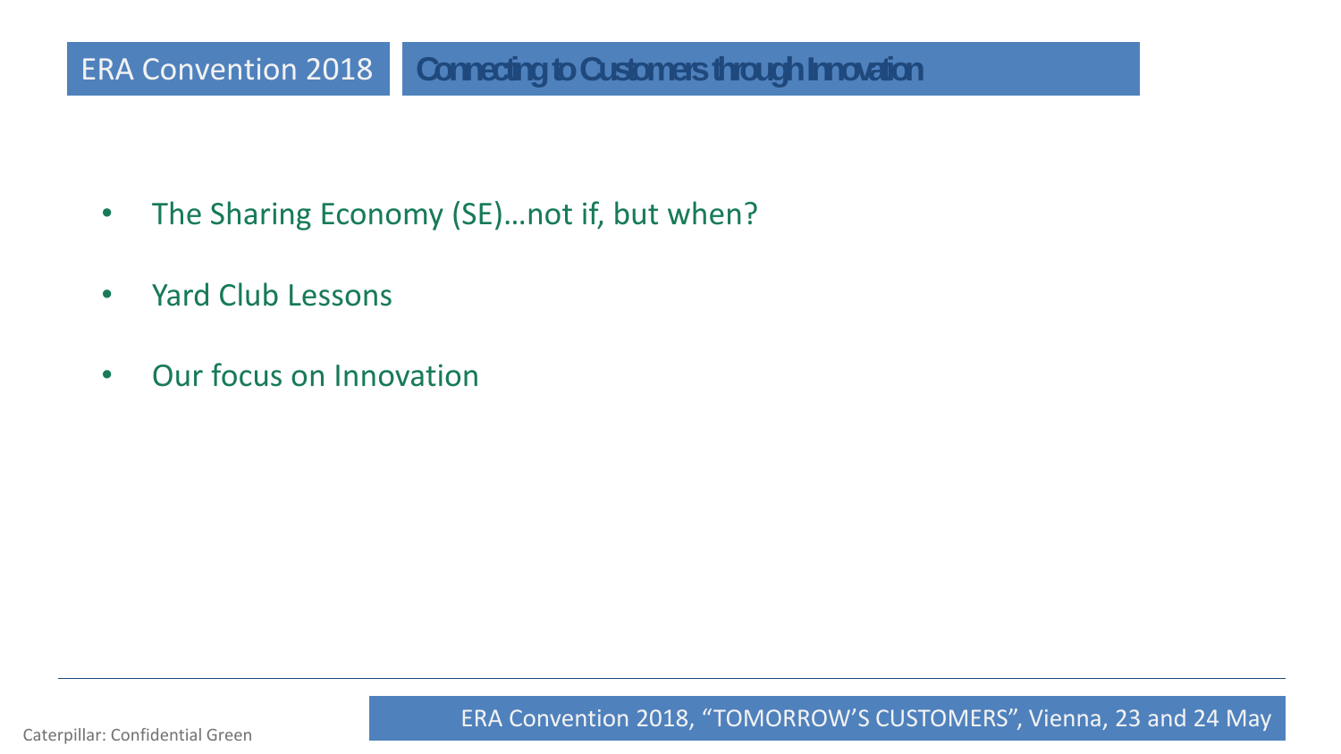ERA Convention 2018 | Connecting to Customers through Innovation

- The Sharing Economy (SE)…not if, but when?
- Yard Club Lessons
- Our focus on Innovation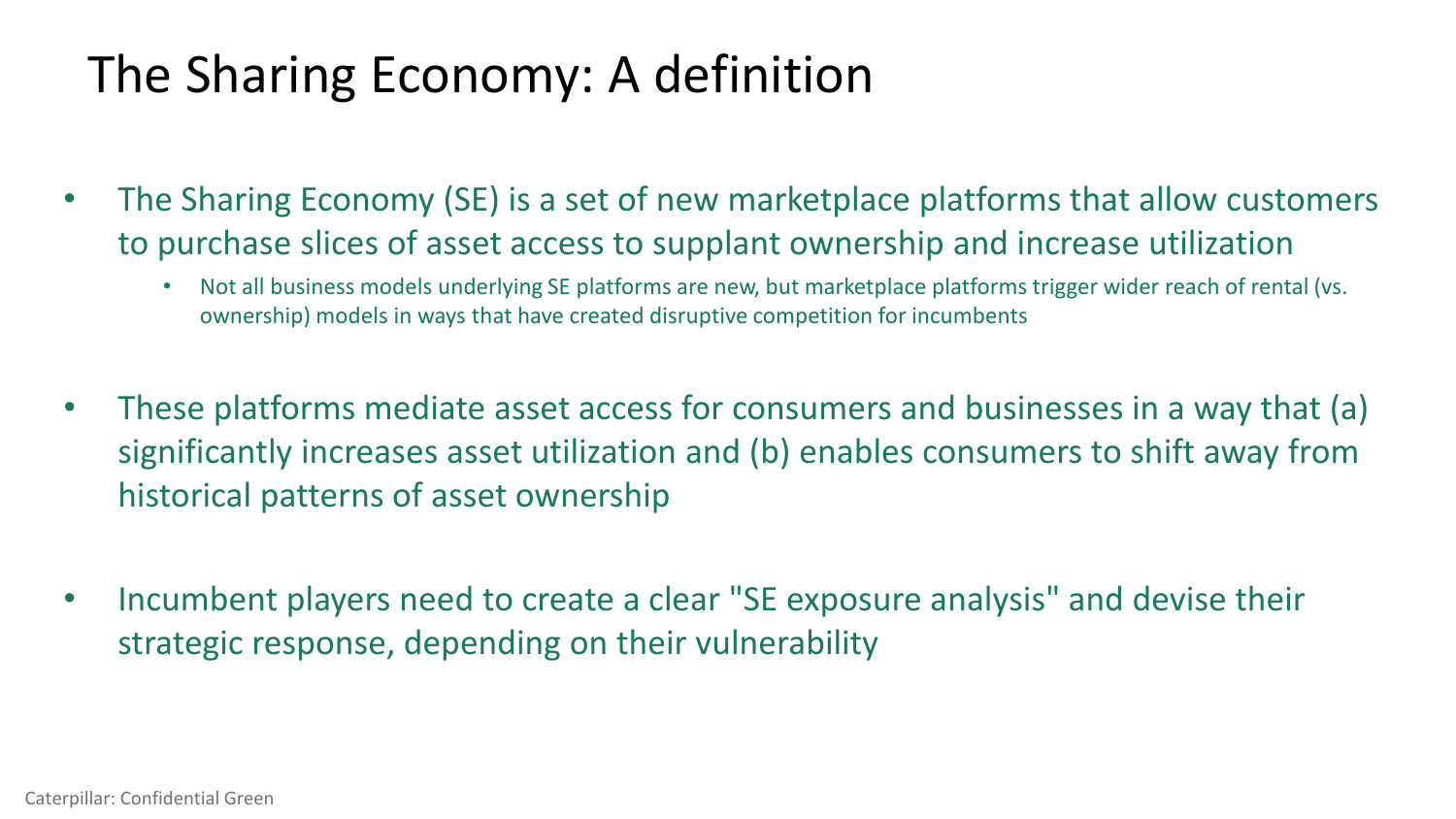# The Sharing Economy: A definition

- The Sharing Economy (SE) is a set of new marketplace platforms that allow customers to purchase slices of asset access to supplant ownership and increase utilization
  - Not all business models underlying SE platforms are new, but marketplace platforms trigger wider reach of rental (vs. ownership) models in ways that have created disruptive competition for incumbents

- These platforms mediate asset access for consumers and businesses in a way that (a) significantly increases asset utilization and (b) enables consumers to shift away from historical patterns of asset ownership

- Incumbent players need to create a clear "SE exposure analysis" and devise their strategic response, depending on their vulnerability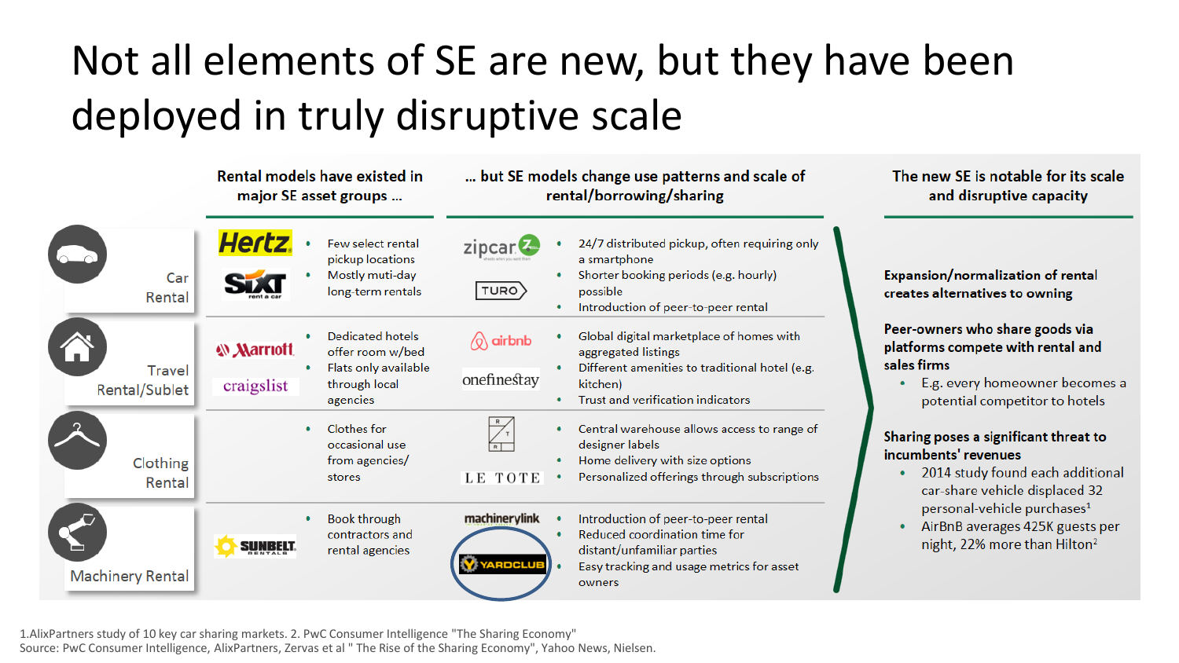# Not all elements of SE are new, but they have been deployed in truly disruptive scale

| | Rental models have existed in major SE asset groups ... | | ... but SE models change use patterns and scale of rental/borrowing/sharing | |
|---|---|---|---|---|
| Car Rental | Hertz, Sixt | • Few select rental pickup locations<br>• Mostly muti-day long-term rentals | zipcar, TURO | • 24/7 distributed pickup, often requiring only a smartphone<br>• Shorter booking periods (e.g. hourly) possible<br>• Introduction of peer-to-peer rental |
| Travel Rental/Sublet | Marriott, craigslist | • Dedicated hotels offer room w/bed<br>• Flats only available through local agencies | airbnb, onefinestay | • Global digital marketplace of homes with aggregated listings<br>• Different amenities to traditional hotel (e.g. kitchen)<br>• Trust and verification indicators |
| Clothing Rental | | • Clothes for occasional use from agencies/ stores | Rent the Runway, LE TOTE | • Central warehouse allows access to range of designer labels<br>• Home delivery with size options<br>• Personalized offerings through subscriptions |
| Machinery Rental | SUNBELT RENTALS | • Book through contractors and rental agencies | machinerylink, YARDCLUB | • Introduction of peer-to-peer rental<br>• Reduced coordination time for distant/unfamiliar parties<br>• Easy tracking and usage metrics for asset owners |

## The new SE is notable for its scale and disruptive capacity

**Expansion/normalization of rental creates alternatives to owning**

**Peer-owners who share goods via platforms compete with rental and sales firms**

- E.g. every homeowner becomes a potential competitor to hotels

**Sharing poses a significant threat to incumbents' revenues**

- 2014 study found each additional car-share vehicle displaced 32 personal-vehicle purchases[1]
- AirBnB averages 425K guests per night, 22% more than Hilton[2]

1.AlixPartners study of 10 key car sharing markets. 2. PwC Consumer Intelligence "The Sharing Economy"
Source: PwC Consumer Intelligence, AlixPartners, Zervas et al " The Rise of the Sharing Economy", Yahoo News, Nielsen.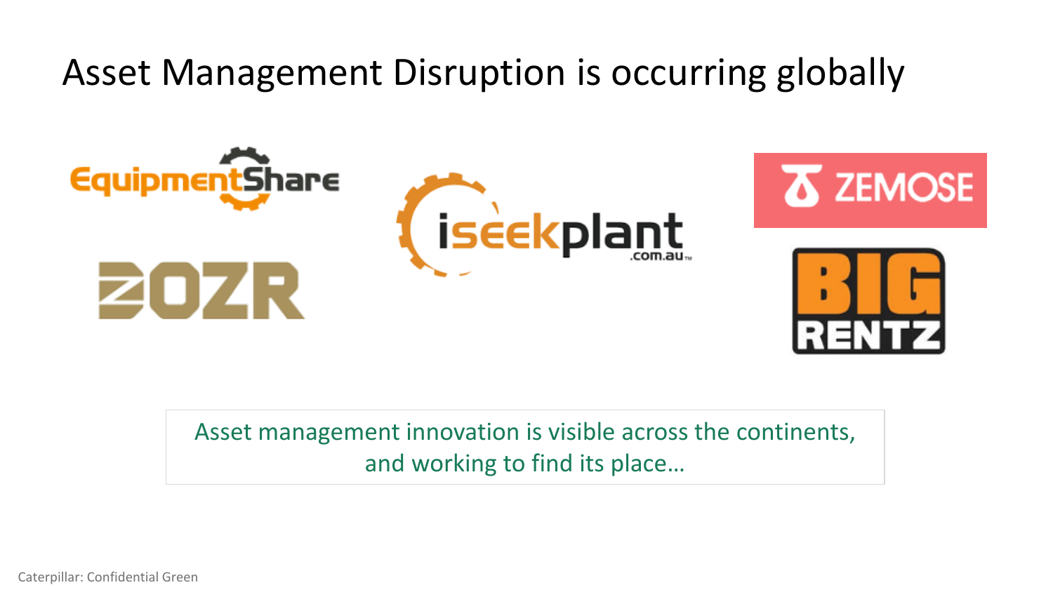# Asset Management Disruption is occurring globally

EquipmentShare

iseekplant.com.au

ZEMOSE

ZOZR

BIG RENTZ

Asset management innovation is visible across the continents, and working to find its place…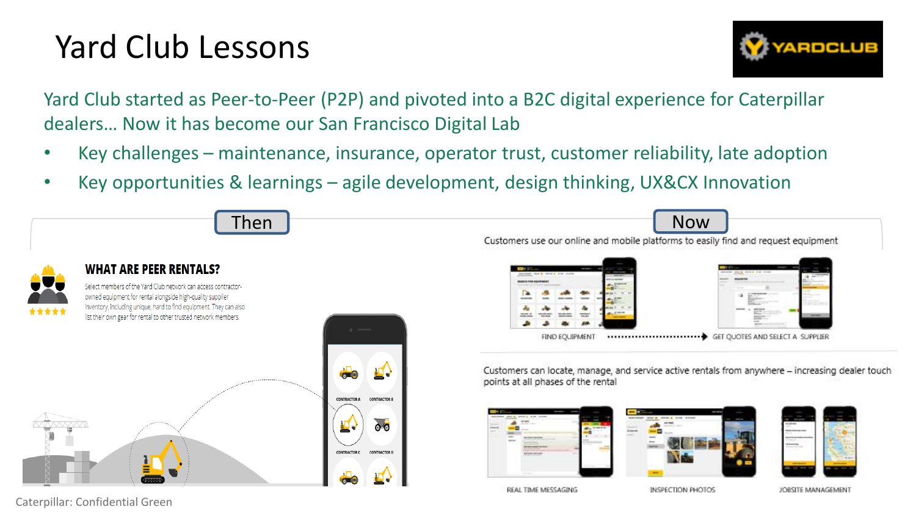# Yard Club Lessons

Yard Club started as Peer-to-Peer (P2P) and pivoted into a B2C digital experience for Caterpillar dealers… Now it has become our San Francisco Digital Lab

- Key challenges – maintenance, insurance, operator trust, customer reliability, late adoption
- Key opportunities & learnings – agile development, design thinking, UX&CX Innovation

## Then

**WHAT ARE PEER RENTALS?**

Select members of the Yard Club network can access contractor-owned equipment for rental alongside high-quality supplier inventory, including unique, hard to find equipment. They can also list their own gear for rental to other trusted network members.

CONTRACTOR A · CONTRACTOR B · CONTRACTOR C · CONTRACTOR D

## Now

Customers use our online and mobile platforms to easily find and request equipment

FIND EQUIPMENT → GET QUOTES AND SELECT A SUPPLIER

Customers can locate, manage, and service active rentals from anywhere – increasing dealer touch points at all phases of the rental

REAL TIME MESSAGING · INSPECTION PHOTOS · JOBSITE MANAGEMENT

Caterpillar: Confidential Green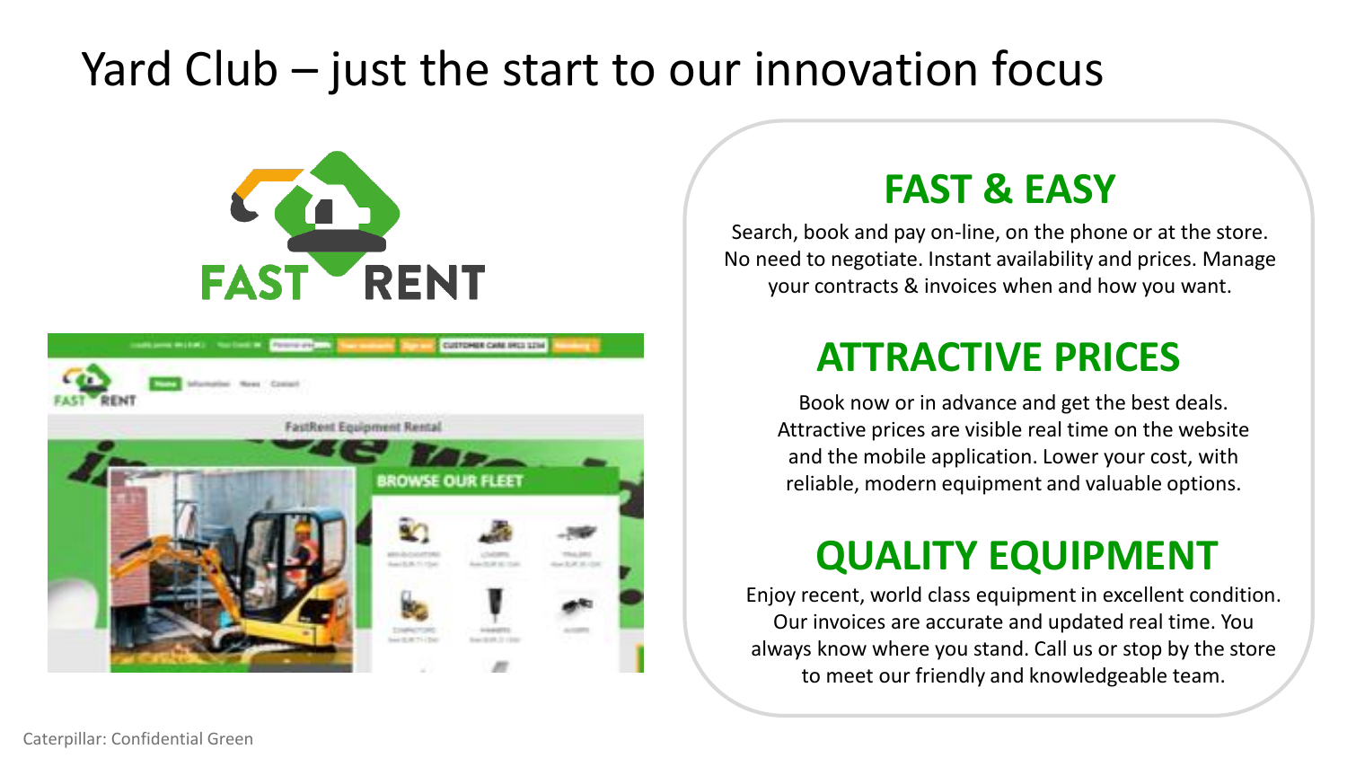# Yard Club – just the start to our innovation focus

## FAST & EASY

Search, book and pay on-line, on the phone or at the store. No need to negotiate. Instant availability and prices. Manage your contracts & invoices when and how you want.

## ATTRACTIVE PRICES

Book now or in advance and get the best deals. Attractive prices are visible real time on the website and the mobile application. Lower your cost, with reliable, modern equipment and valuable options.

## QUALITY EQUIPMENT

Enjoy recent, world class equipment in excellent condition. Our invoices are accurate and updated real time. You always know where you stand. Call us or stop by the store to meet our friendly and knowledgeable team.

Caterpillar: Confidential Green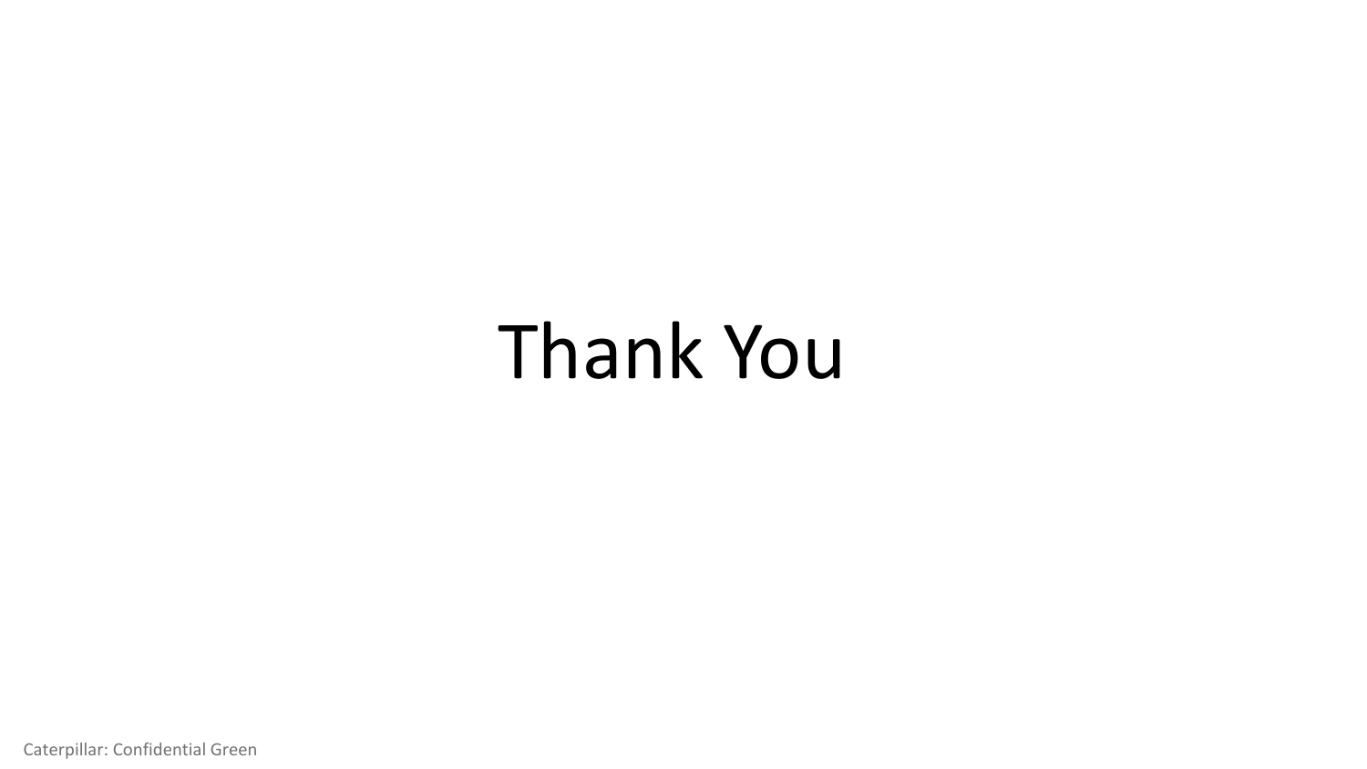# Thank You